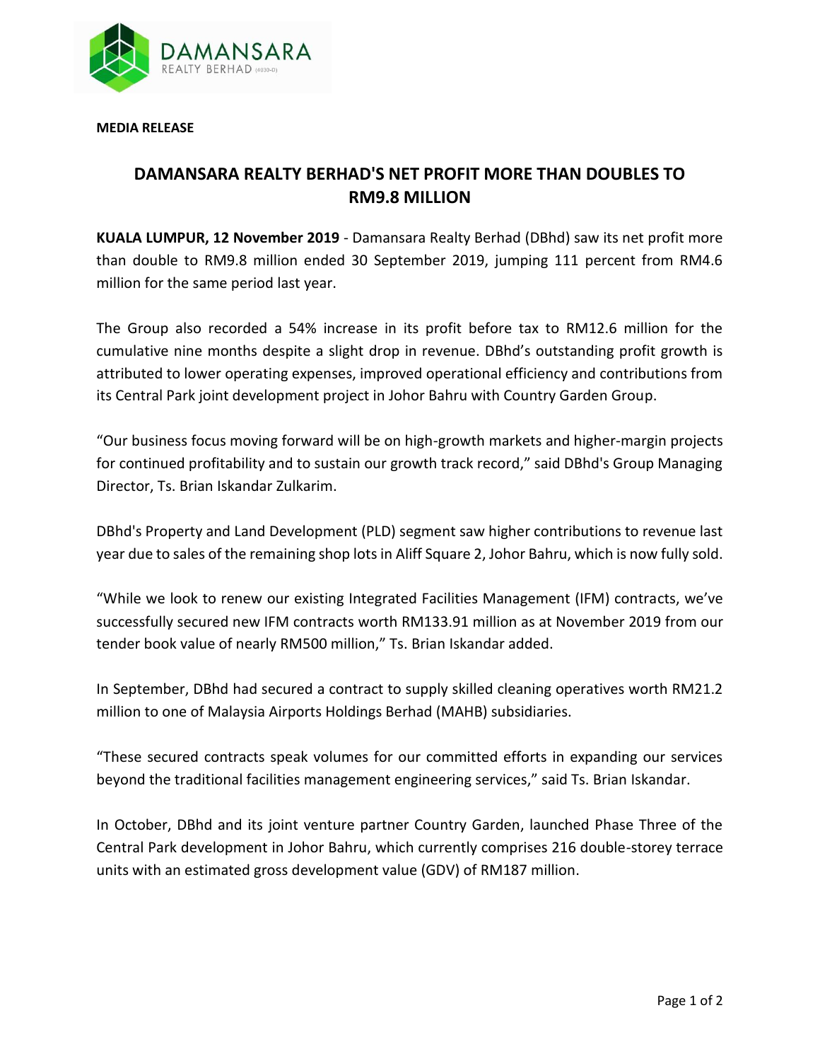**MEDIA RELEASE**

# DAMANSARA REALTY BERHAD'S NET PROFIT MORE THAN DOUBLES TO RM9.8 MILLION

**KUALA LUMPUR, 12 November 2019** - Damansara Realty Berhad (DBhd) saw its net profit more than double to RM9.8 million ended 30 September 2019, jumping 111 percent from RM4.6 million for the same period last year.

The Group also recorded a 54% increase in its profit before tax to RM12.6 million for the cumulative nine months despite a slight drop in revenue. DBhd's outstanding profit growth is attributed to lower operating expenses, improved operational efficiency and contributions from its Central Park joint development project in Johor Bahru with Country Garden Group.

"Our business focus moving forward will be on high-growth markets and higher-margin projects for continued profitability and to sustain our growth track record," said DBhd's Group Managing Director, Ts. Brian Iskandar Zulkarim.

DBhd's Property and Land Development (PLD) segment saw higher contributions to revenue last year due to sales of the remaining shop lots in Aliff Square 2, Johor Bahru, which is now fully sold.

"While we look to renew our existing Integrated Facilities Management (IFM) contracts, we've successfully secured new IFM contracts worth RM133.91 million as at November 2019 from our tender book value of nearly RM500 million," Ts. Brian Iskandar added.

In September, DBhd had secured a contract to supply skilled cleaning operatives worth RM21.2 million to one of Malaysia Airports Holdings Berhad (MAHB) subsidiaries.

"These secured contracts speak volumes for our committed efforts in expanding our services beyond the traditional facilities management engineering services," said Ts. Brian Iskandar.

In October, DBhd and its joint venture partner Country Garden, launched Phase Three of the Central Park development in Johor Bahru, which currently comprises 216 double-storey terrace units with an estimated gross development value (GDV) of RM187 million.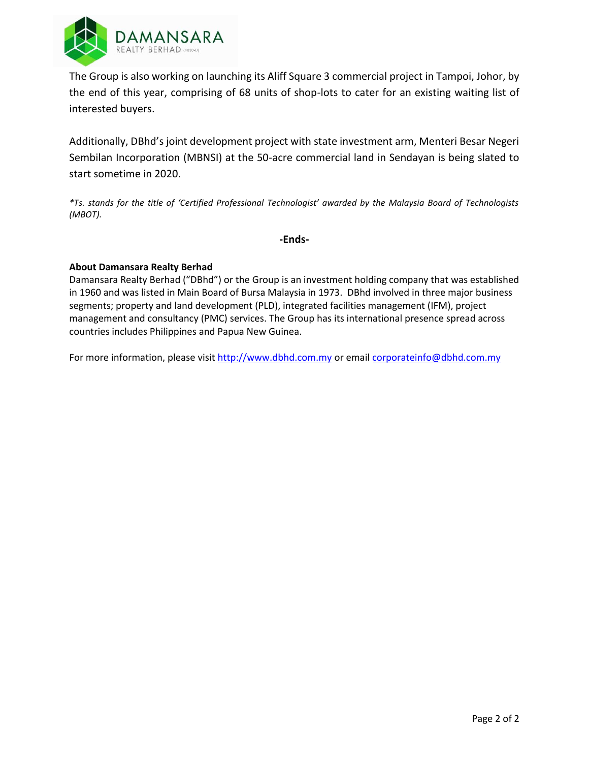The Group is also working on launching its Aliff Square 3 commercial project in Tampoi, Johor, by the end of this year, comprising of 68 units of shop-lots to cater for an existing waiting list of interested buyers.

Additionally, DBhd's joint development project with state investment arm, Menteri Besar Negeri Sembilan Incorporation (MBNSI) at the 50-acre commercial land in Sendayan is being slated to start sometime in 2020.

*\*Ts. stands for the title of 'Certified Professional Technologist' awarded by the Malaysia Board of Technologists (MBOT).*

**-Ends-**

**About Damansara Realty Berhad**

Damansara Realty Berhad ("DBhd") or the Group is an investment holding company that was established in 1960 and was listed in Main Board of Bursa Malaysia in 1973. DBhd involved in three major business segments; property and land development (PLD), integrated facilities management (IFM), project management and consultancy (PMC) services. The Group has its international presence spread across countries includes Philippines and Papua New Guinea.

For more information, please visit http://www.dbhd.com.my or email corporateinfo@dbhd.com.my